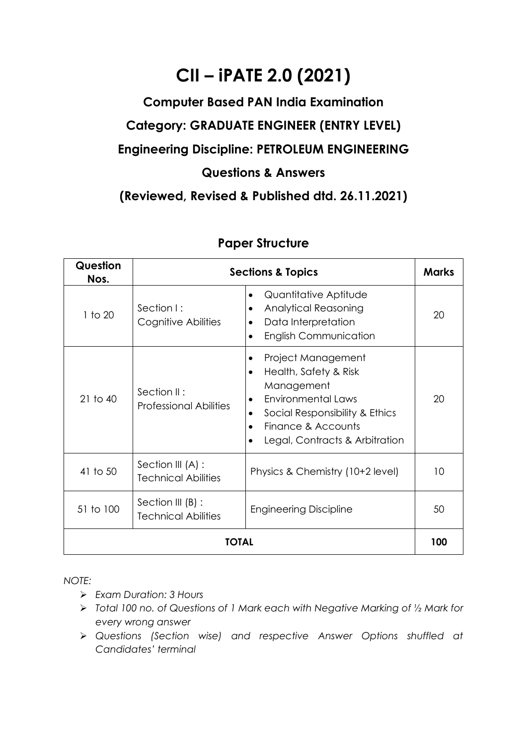# CII – iPATE 2.0 (2021)

## Computer Based PAN India Examination

## Category: GRADUATE ENGINEER (ENTRY LEVEL)

## Engineering Discipline: PETROLEUM ENGINEERING

## Questions & Answers

## (Reviewed, Revised & Published dtd. 26.11.2021)

### Paper Structure

| Question Nos. | Sections & Topics | | Marks |
|---|---|---|---|
| 1 to 20 | Section I : Cognitive Abilities | • Quantitative Aptitude<br>• Analytical Reasoning<br>• Data Interpretation<br>• English Communication | 20 |
| 21 to 40 | Section II : Professional Abilities | • Project Management<br>• Health, Safety & Risk Management<br>• Environmental Laws<br>• Social Responsibility & Ethics<br>• Finance & Accounts<br>• Legal, Contracts & Arbitration | 20 |
| 41 to 50 | Section III (A) : Technical Abilities | Physics & Chemistry (10+2 level) | 10 |
| 51 to 100 | Section III (B) : Technical Abilities | Engineering Discipline | 50 |
| **TOTAL** | | | **100** |

*NOTE:*

- *Exam Duration: 3 Hours*
- *Total 100 no. of Questions of 1 Mark each with Negative Marking of ½ Mark for every wrong answer*
- *Questions (Section wise) and respective Answer Options shuffled at Candidates' terminal*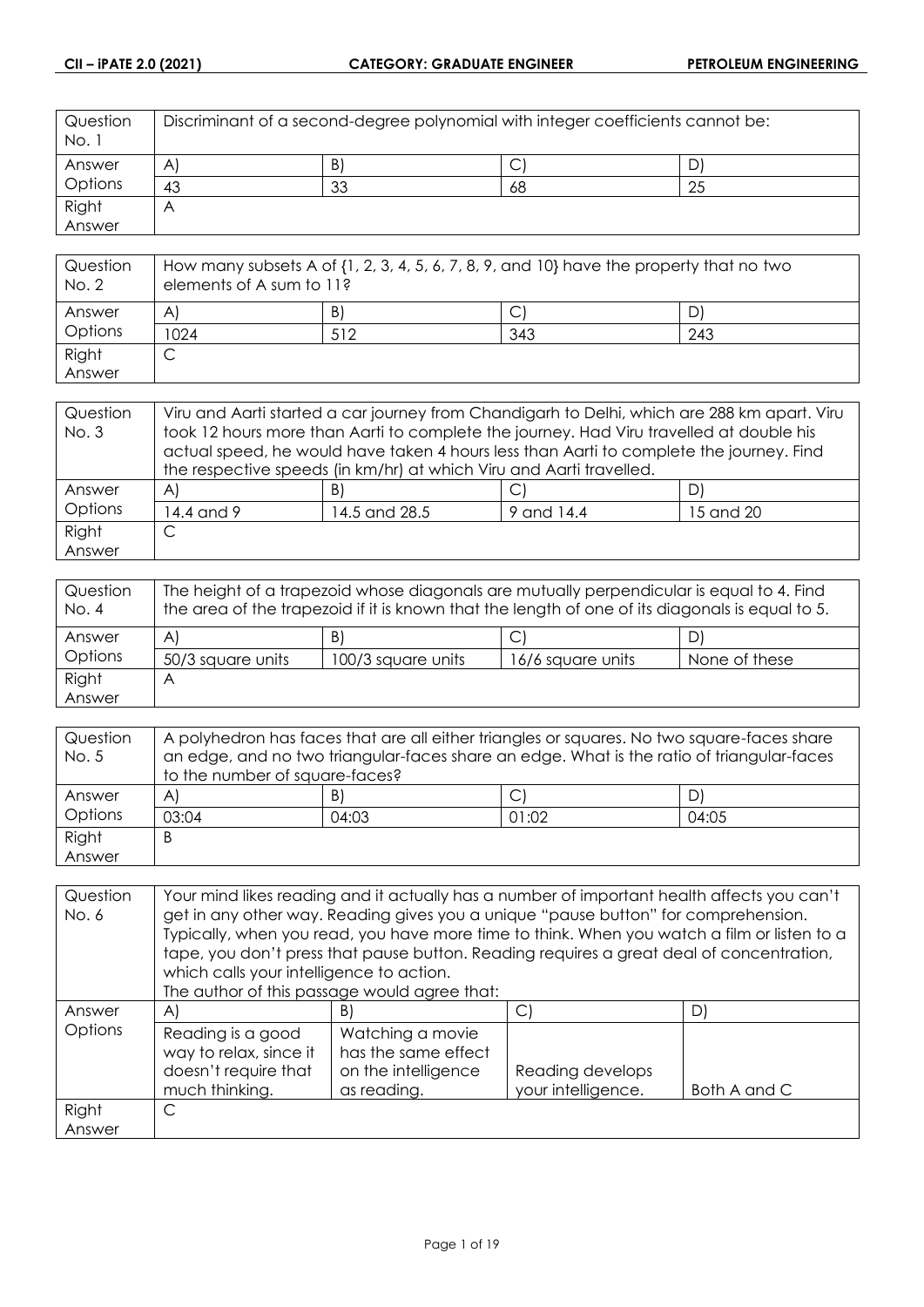| Question No. 1 | Discriminant of a second-degree polynomial with integer coefficients cannot be: | | |
|---|---|---|---|
| Answer Options | A) | B) | C) | D) |
| | 43 | 33 | 68 | 25 |
| Right Answer | A | | | |

| Question No. 2 | How many subsets A of {1, 2, 3, 4, 5, 6, 7, 8, 9, and 10} have the property that no two elements of A sum to 11? | | | |
|---|---|---|---|---|
| Answer Options | A) | B) | C) | D) |
| | 1024 | 512 | 343 | 243 |
| Right Answer | C | | | |

| Question No. 3 | Viru and Aarti started a car journey from Chandigarh to Delhi, which are 288 km apart. Viru took 12 hours more than Aarti to complete the journey. Had Viru travelled at double his actual speed, he would have taken 4 hours less than Aarti to complete the journey. Find the respective speeds (in km/hr) at which Viru and Aarti travelled. | | | |
|---|---|---|---|---|
| Answer Options | A) | B) | C) | D) |
| | 14.4 and 9 | 14.5 and 28.5 | 9 and 14.4 | 15 and 20 |
| Right Answer | C | | | |

| Question No. 4 | The height of a trapezoid whose diagonals are mutually perpendicular is equal to 4. Find the area of the trapezoid if it is known that the length of one of its diagonals is equal to 5. | | | |
|---|---|---|---|---|
| Answer Options | A) | B) | C) | D) |
| | 50/3 square units | 100/3 square units | 16/6 square units | None of these |
| Right Answer | A | | | |

| Question No. 5 | A polyhedron has faces that are all either triangles or squares. No two square-faces share an edge, and no two triangular-faces share an edge. What is the ratio of triangular-faces to the number of square-faces? | | | |
|---|---|---|---|---|
| Answer Options | A) | B) | C) | D) |
| | 03:04 | 04:03 | 01:02 | 04:05 |
| Right Answer | B | | | |

| Question No. 6 | Your mind likes reading and it actually has a number of important health affects you can't get in any other way. Reading gives you a unique "pause button" for comprehension. Typically, when you read, you have more time to think. When you watch a film or listen to a tape, you don't press that pause button. Reading requires a great deal of concentration, which calls your intelligence to action. The author of this passage would agree that: | | | |
|---|---|---|---|---|
| Answer Options | A) | B) | C) | D) |
| | Reading is a good way to relax, since it doesn't require that much thinking. | Watching a movie has the same effect on the intelligence as reading. | Reading develops your intelligence. | Both A and C |
| Right Answer | C | | | |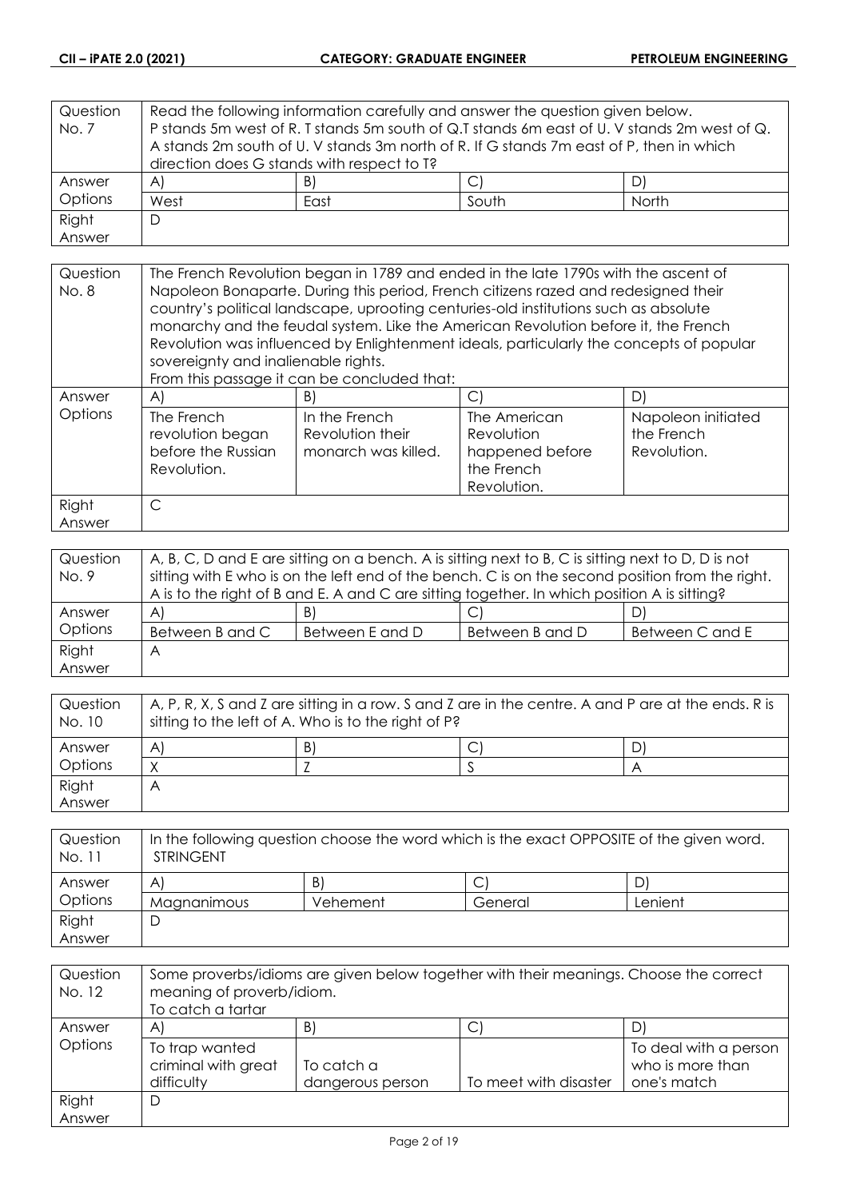| Question No. 7 | Read the following information carefully and answer the question given below. P stands 5m west of R. T stands 5m south of Q.T stands 6m east of U. V stands 2m west of Q. A stands 2m south of U. V stands 3m north of R. If G stands 7m east of P, then in which direction does G stands with respect to T? | | | |
|---|---|---|---|---|
| Answer Options | A) | B) | C) | D) |
| | West | East | South | North |
| Right Answer | D | | | |

| Question No. 8 | The French Revolution began in 1789 and ended in the late 1790s with the ascent of Napoleon Bonaparte. During this period, French citizens razed and redesigned their country's political landscape, uprooting centuries-old institutions such as absolute monarchy and the feudal system. Like the American Revolution before it, the French Revolution was influenced by Enlightenment ideals, particularly the concepts of popular sovereignty and inalienable rights. From this passage it can be concluded that: | | | |
|---|---|---|---|---|
| Answer Options | A) | B) | C) | D) |
| | The French revolution began before the Russian Revolution. | In the French Revolution their monarch was killed. | The American Revolution happened before the French Revolution. | Napoleon initiated the French Revolution. |
| Right Answer | C | | | |

| Question No. 9 | A, B, C, D and E are sitting on a bench. A is sitting next to B, C is sitting next to D, D is not sitting with E who is on the left end of the bench. C is on the second position from the right. A is to the right of B and E. A and C are sitting together. In which position A is sitting? | | | |
|---|---|---|---|---|
| Answer Options | A) | B) | C) | D) |
| | Between B and C | Between E and D | Between B and D | Between C and E |
| Right Answer | A | | | |

| Question No. 10 | A, P, R, X, S and Z are sitting in a row. S and Z are in the centre. A and P are at the ends. R is sitting to the left of A. Who is to the right of P? | | | |
|---|---|---|---|---|
| Answer Options | A) | B) | C) | D) |
| | X | Z | S | A |
| Right Answer | A | | | |

| Question No. 11 | In the following question choose the word which is the exact OPPOSITE of the given word. STRINGENT | | | |
|---|---|---|---|---|
| Answer Options | A) | B) | C) | D) |
| | Magnanimous | Vehement | General | Lenient |
| Right Answer | D | | | |

| Question No. 12 | Some proverbs/idioms are given below together with their meanings. Choose the correct meaning of proverb/idiom. To catch a tartar | | | |
|---|---|---|---|---|
| Answer Options | A) | B) | C) | D) |
| | To trap wanted criminal with great difficulty | To catch a dangerous person | To meet with disaster | To deal with a person who is more than one's match |
| Right Answer | D | | | |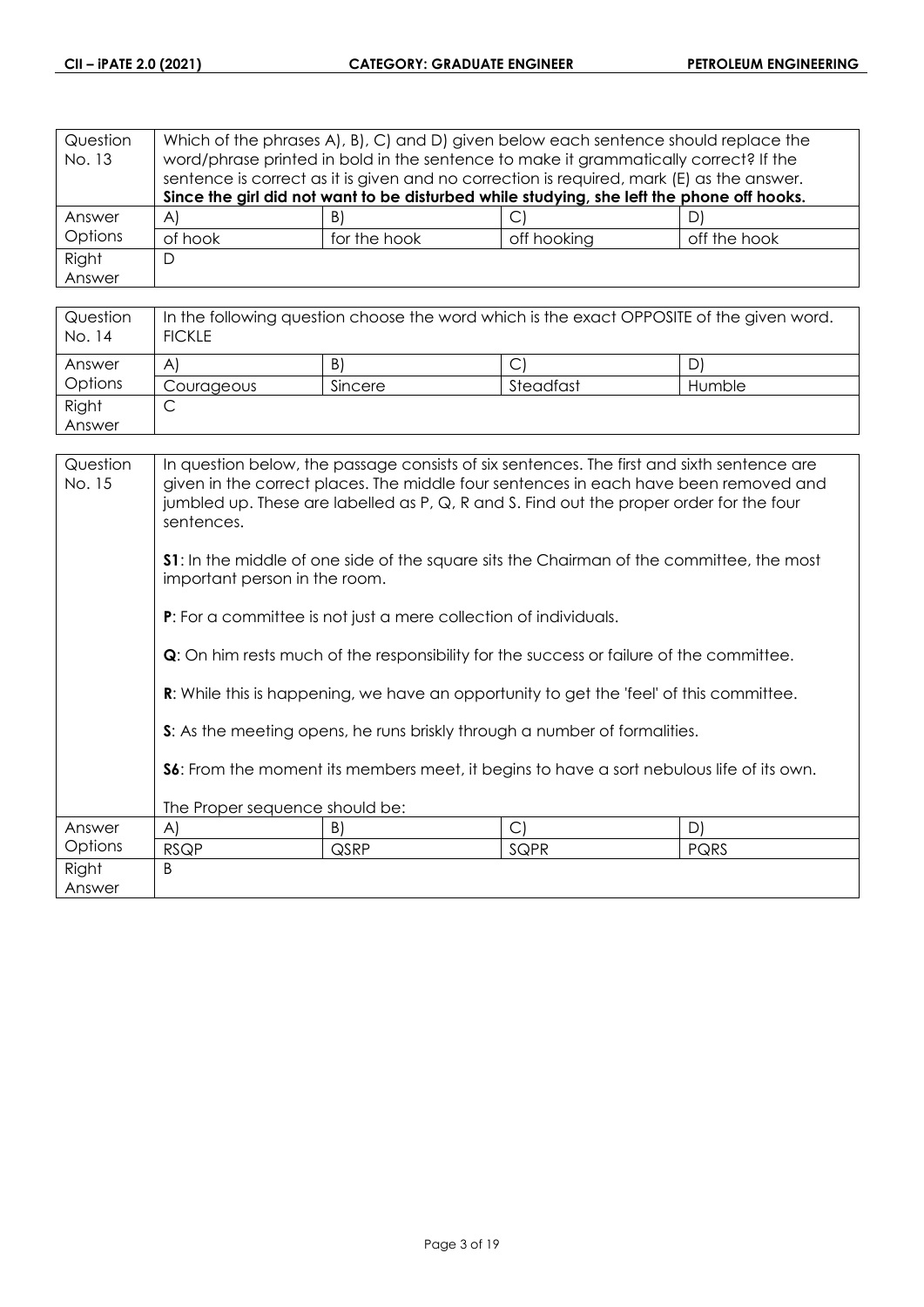| Question No. 13 | Which of the phrases A), B), C) and D) given below each sentence should replace the word/phrase printed in bold in the sentence to make it grammatically correct? If the sentence is correct as it is given and no correction is required, mark (E) as the answer. **Since the girl did not want to be disturbed while studying, she left the phone off hooks.** | | | |
|---|---|---|---|---|
| Answer Options | A) | B) | C) | D) |
| | of hook | for the hook | off hooking | off the hook |
| Right Answer | D | | | |

| Question No. 14 | In the following question choose the word which is the exact OPPOSITE of the given word. FICKLE | | | |
|---|---|---|---|---|
| Answer Options | A) | B) | C) | D) |
| | Courageous | Sincere | Steadfast | Humble |
| Right Answer | C | | | |

| Question No. 15 | In question below, the passage consists of six sentences. The first and sixth sentence are given in the correct places. The middle four sentences in each have been removed and jumbled up. These are labelled as P, Q, R and S. Find out the proper order for the four sentences.<br><br>**S1**: In the middle of one side of the square sits the Chairman of the committee, the most important person in the room.<br><br>**P**: For a committee is not just a mere collection of individuals.<br><br>**Q**: On him rests much of the responsibility for the success or failure of the committee.<br><br>**R**: While this is happening, we have an opportunity to get the 'feel' of this committee.<br><br>**S**: As the meeting opens, he runs briskly through a number of formalities.<br><br>**S6**: From the moment its members meet, it begins to have a sort nebulous life of its own.<br><br>The Proper sequence should be: | | | |
|---|---|---|---|---|
| Answer Options | A) | B) | C) | D) |
| | RSQP | QSRP | SQPR | PQRS |
| Right Answer | B | | | |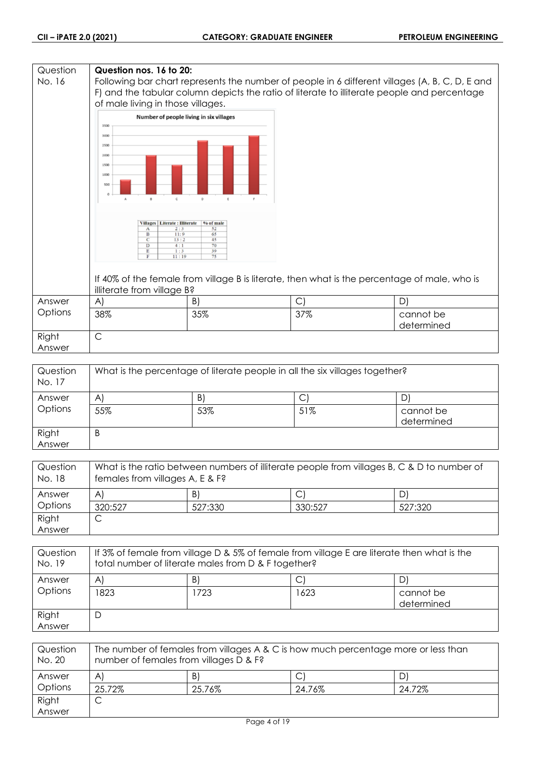| Question No. 16 | **Question nos. 16 to 20:** Following bar chart represents the number of people in 6 different villages (A, B, C, D, E and F) and the tabular column depicts the ratio of literate to illiterate people and percentage of male living in those villages. | | | |
|---|---|---|---|---|

**Number of people living in six villages**

| Villages | Literate : Illiterate | % of male |
|---|---|---|
| A | 2 : 3 | 52 |
| B | 11 : 9 | 65 |
| C | 13 : 2 | 45 |
| D | 4 : 1 | 70 |
| E | 1 : 3 | 39 |
| F | 11 : 19 | 75 |

If 40% of the female from village B is literate, then what is the percentage of male, who is illiterate from village B?

| Answer Options | A) 38% | B) 35% | C) 37% | D) cannot be determined |
|---|---|---|---|---|
| Right Answer | C | | | |

| Question No. 17 | What is the percentage of literate people in all the six villages together? | | | |
|---|---|---|---|---|
| Answer Options | A) 55% | B) 53% | C) 51% | D) cannot be determined |
| Right Answer | B | | | |

| Question No. 18 | What is the ratio between numbers of illiterate people from villages B, C & D to number of females from villages A, E & F? | | | |
|---|---|---|---|---|
| Answer Options | A) 320:527 | B) 527:330 | C) 330:527 | D) 527:320 |
| Right Answer | C | | | |

| Question No. 19 | If 3% of female from village D & 5% of female from village E are literate then what is the total number of literate males from D & F together? | | | |
|---|---|---|---|---|
| Answer Options | A) 1823 | B) 1723 | C) 1623 | D) cannot be determined |
| Right Answer | D | | | |

| Question No. 20 | The number of females from villages A & C is how much percentage more or less than number of females from villages D & F? | | | |
|---|---|---|---|---|
| Answer Options | A) 25.72% | B) 25.76% | C) 24.76% | D) 24.72% |
| Right Answer | C | | | |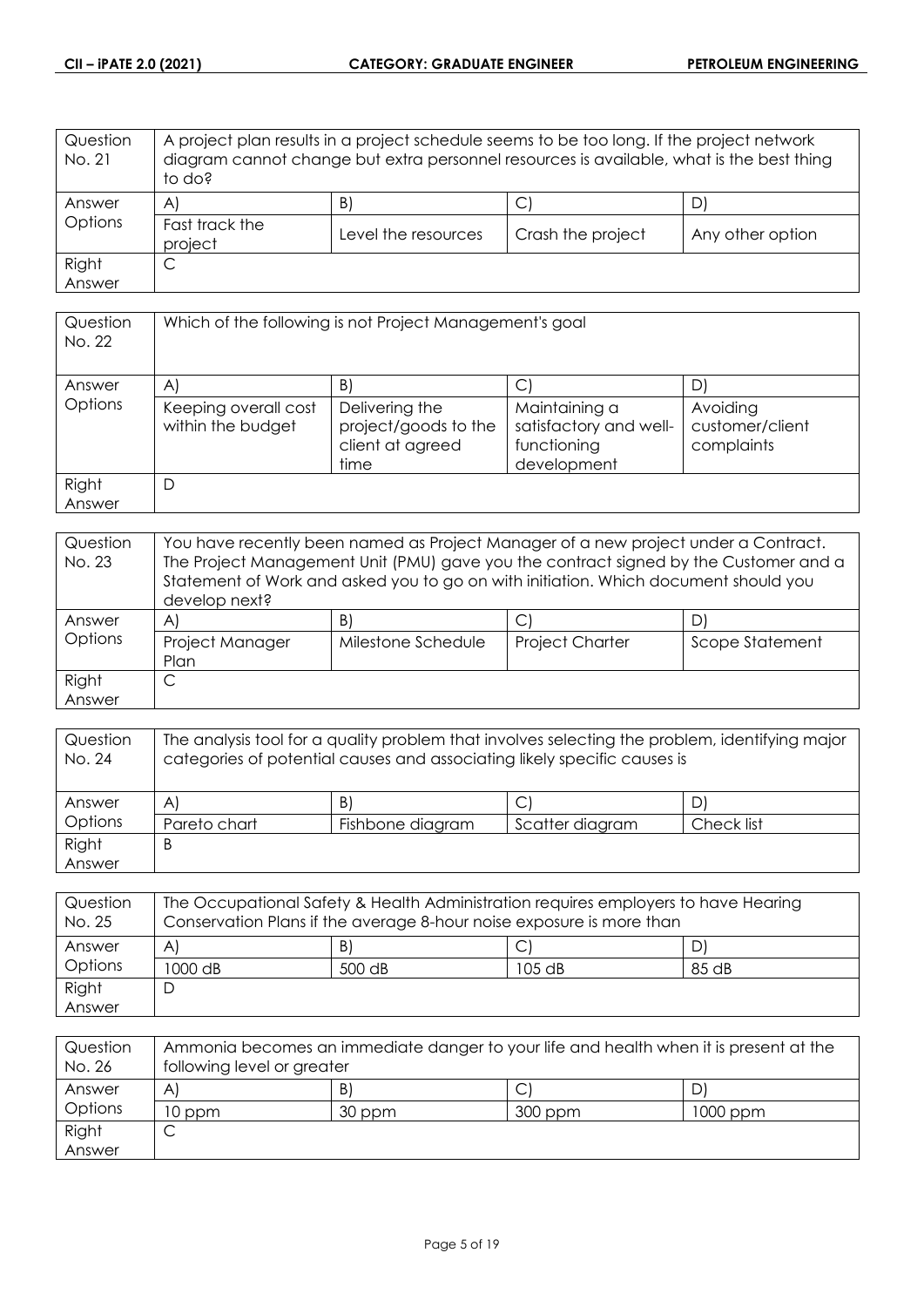| Question No. 21 | A project plan results in a project schedule seems to be too long. If the project network diagram cannot change but extra personnel resources is available, what is the best thing to do? | | | |
|---|---|---|---|---|
| Answer Options | A) | B) | C) | D) |
| | Fast track the project | Level the resources | Crash the project | Any other option |
| Right Answer | C | | | |

| Question No. 22 | Which of the following is not Project Management's goal | | | |
|---|---|---|---|---|
| Answer Options | A) | B) | C) | D) |
| | Keeping overall cost within the budget | Delivering the project/goods to the client at agreed time | Maintaining a satisfactory and well-functioning development | Avoiding customer/client complaints |
| Right Answer | D | | | |

| Question No. 23 | You have recently been named as Project Manager of a new project under a Contract. The Project Management Unit (PMU) gave you the contract signed by the Customer and a Statement of Work and asked you to go on with initiation. Which document should you develop next? | | | |
|---|---|---|---|---|
| Answer Options | A) | B) | C) | D) |
| | Project Manager Plan | Milestone Schedule | Project Charter | Scope Statement |
| Right Answer | C | | | |

| Question No. 24 | The analysis tool for a quality problem that involves selecting the problem, identifying major categories of potential causes and associating likely specific causes is | | | |
|---|---|---|---|---|
| Answer Options | A) | B) | C) | D) |
| | Pareto chart | Fishbone diagram | Scatter diagram | Check list |
| Right Answer | B | | | |

| Question No. 25 | The Occupational Safety & Health Administration requires employers to have Hearing Conservation Plans if the average 8-hour noise exposure is more than | | | |
|---|---|---|---|---|
| Answer Options | A) | B) | C) | D) |
| | 1000 dB | 500 dB | 105 dB | 85 dB |
| Right Answer | D | | | |

| Question No. 26 | Ammonia becomes an immediate danger to your life and health when it is present at the following level or greater | | | |
|---|---|---|---|---|
| Answer Options | A) | B) | C) | D) |
| | 10 ppm | 30 ppm | 300 ppm | 1000 ppm |
| Right Answer | C | | | |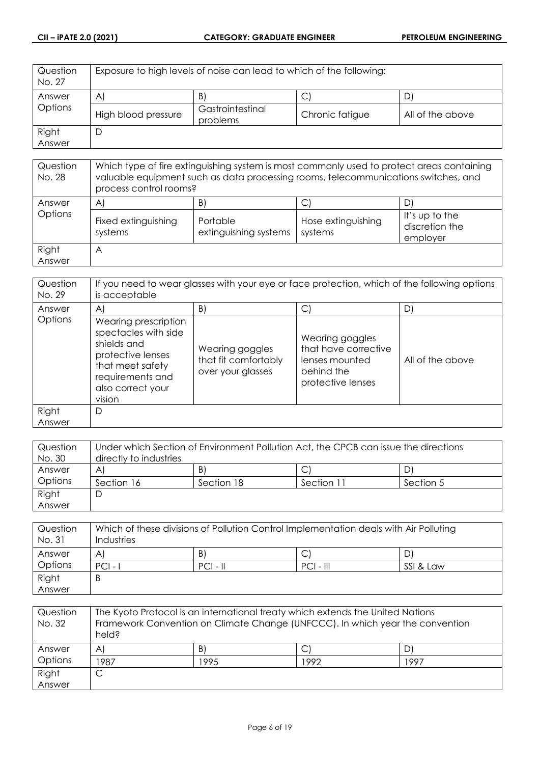| Question No. 27 | Exposure to high levels of noise can lead to which of the following: | | | |
|---|---|---|---|---|
| Answer Options | A) | B) | C) | D) |
| | High blood pressure | Gastrointestinal problems | Chronic fatigue | All of the above |
| Right Answer | D | | | |

| Question No. 28 | Which type of fire extinguishing system is most commonly used to protect areas containing valuable equipment such as data processing rooms, telecommunications switches, and process control rooms? | | | |
|---|---|---|---|---|
| Answer Options | A) | B) | C) | D) |
| | Fixed extinguishing systems | Portable extinguishing systems | Hose extinguishing systems | It's up to the discretion the employer |
| Right Answer | A | | | |

| Question No. 29 | If you need to wear glasses with your eye or face protection, which of the following options is acceptable | | | |
|---|---|---|---|---|
| Answer Options | A) | B) | C) | D) |
| | Wearing prescription spectacles with side shields and protective lenses that meet safety requirements and also correct your vision | Wearing goggles that fit comfortably over your glasses | Wearing goggles that have corrective lenses mounted behind the protective lenses | All of the above |
| Right Answer | D | | | |

| Question No. 30 | Under which Section of Environment Pollution Act, the CPCB can issue the directions directly to industries | | | |
|---|---|---|---|---|
| Answer Options | A) | B) | C) | D) |
| | Section 16 | Section 18 | Section 11 | Section 5 |
| Right Answer | D | | | |

| Question No. 31 | Which of these divisions of Pollution Control Implementation deals with Air Polluting Industries | | | |
|---|---|---|---|---|
| Answer Options | A) | B) | C) | D) |
| | PCI - I | PCI - II | PCI - III | SSI & Law |
| Right Answer | B | | | |

| Question No. 32 | The Kyoto Protocol is an international treaty which extends the United Nations Framework Convention on Climate Change (UNFCCC). In which year the convention held? | | | |
|---|---|---|---|---|
| Answer Options | A) | B) | C) | D) |
| | 1987 | 1995 | 1992 | 1997 |
| Right Answer | C | | | |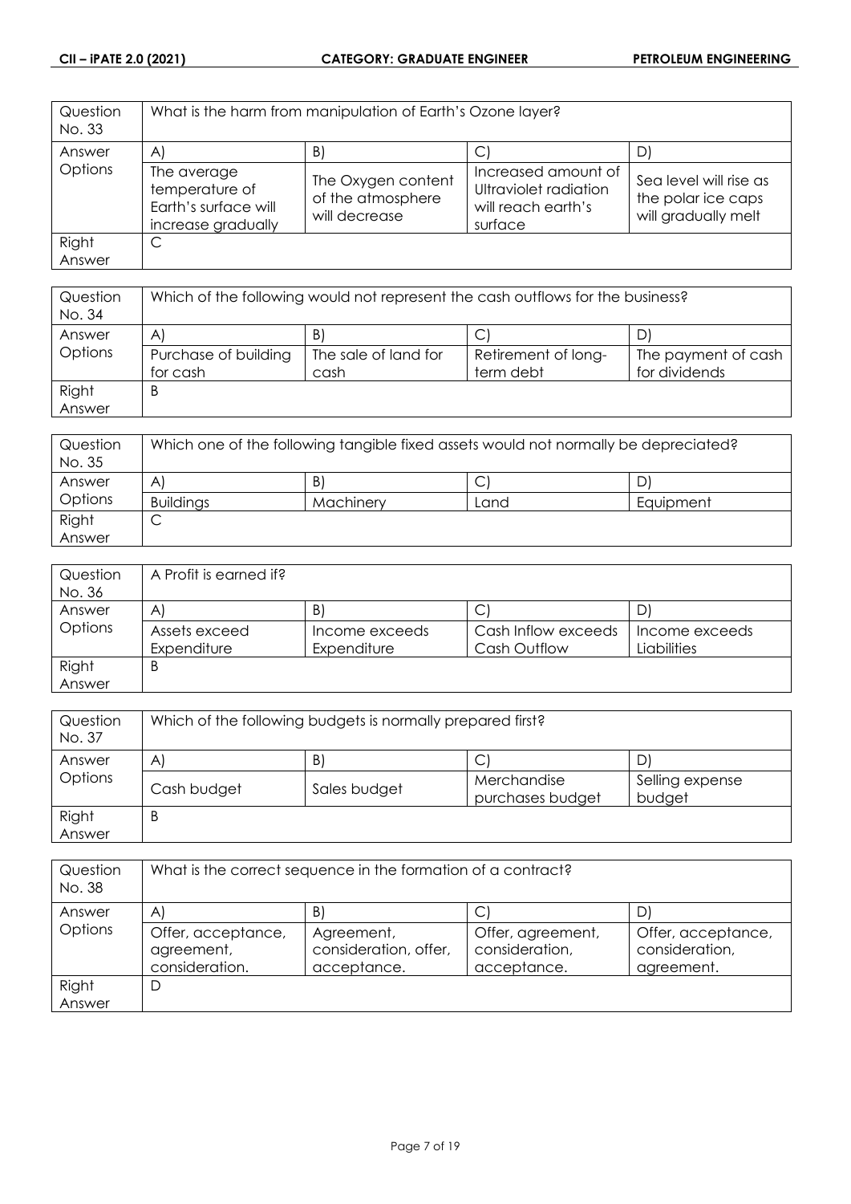| Question No. 33 | What is the harm from manipulation of Earth's Ozone layer? | | | |
|---|---|---|---|---|
| Answer Options | A) | B) | C) | D) |
| | The average temperature of Earth's surface will increase gradually | The Oxygen content of the atmosphere will decrease | Increased amount of Ultraviolet radiation will reach earth's surface | Sea level will rise as the polar ice caps will gradually melt |
| Right Answer | C | | | |

| Question No. 34 | Which of the following would not represent the cash outflows for the business? | | | |
|---|---|---|---|---|
| Answer Options | A) | B) | C) | D) |
| | Purchase of building for cash | The sale of land for cash | Retirement of long-term debt | The payment of cash for dividends |
| Right Answer | B | | | |

| Question No. 35 | Which one of the following tangible fixed assets would not normally be depreciated? | | | |
|---|---|---|---|---|
| Answer Options | A) | B) | C) | D) |
| | Buildings | Machinery | Land | Equipment |
| Right Answer | C | | | |

| Question No. 36 | A Profit is earned if? | | | |
|---|---|---|---|---|
| Answer Options | A) | B) | C) | D) |
| | Assets exceed Expenditure | Income exceeds Expenditure | Cash Inflow exceeds Cash Outflow | Income exceeds Liabilities |
| Right Answer | B | | | |

| Question No. 37 | Which of the following budgets is normally prepared first? | | | |
|---|---|---|---|---|
| Answer Options | A) | B) | C) | D) |
| | Cash budget | Sales budget | Merchandise purchases budget | Selling expense budget |
| Right Answer | B | | | |

| Question No. 38 | What is the correct sequence in the formation of a contract? | | | |
|---|---|---|---|---|
| Answer Options | A) | B) | C) | D) |
| | Offer, acceptance, agreement, consideration. | Agreement, consideration, offer, acceptance. | Offer, agreement, consideration, acceptance. | Offer, acceptance, consideration, agreement. |
| Right Answer | D | | | |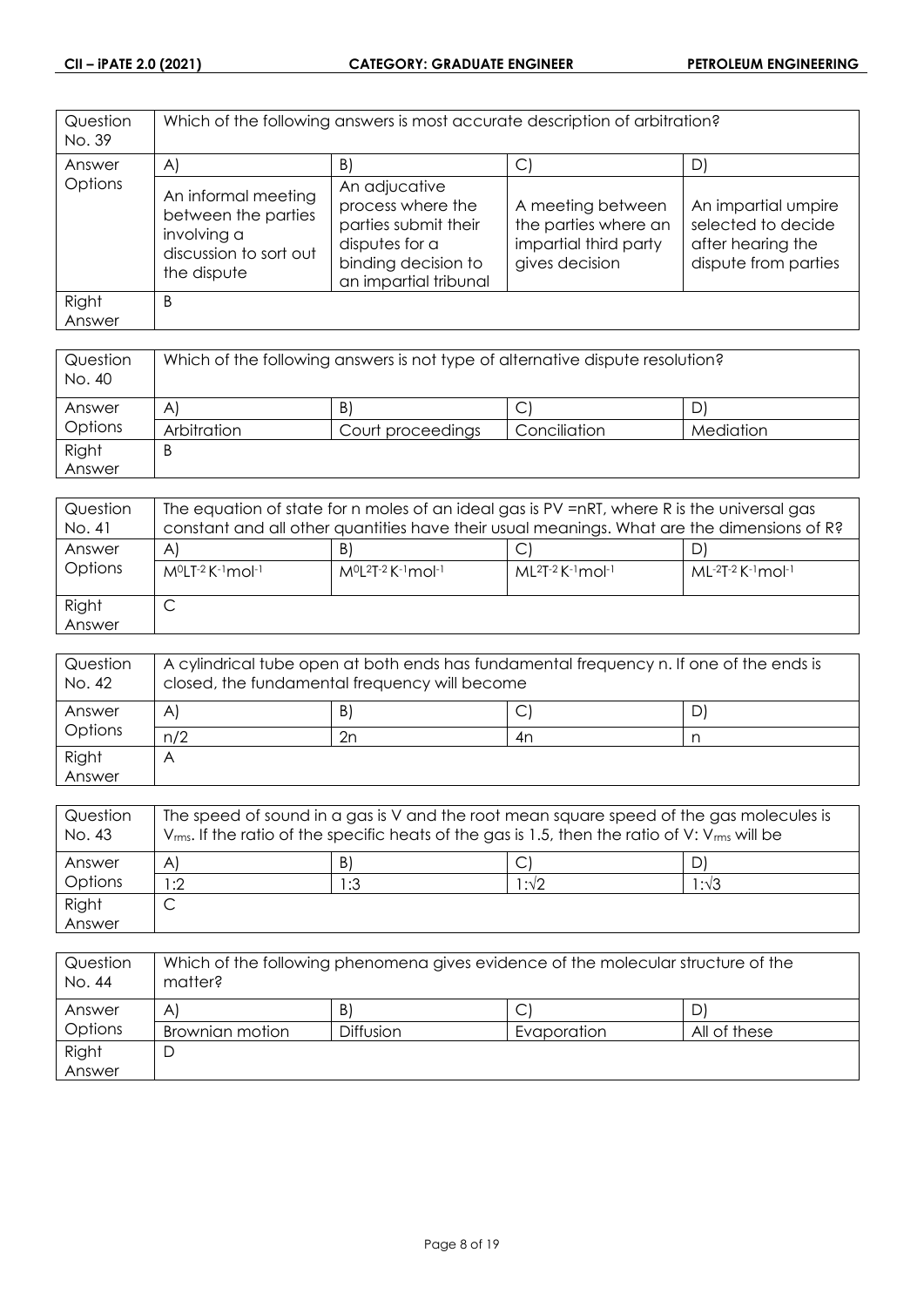| Question No. 39 | Which of the following answers is most accurate description of arbitration? | | | |
|---|---|---|---|---|
| Answer Options | A) | B) | C) | D) |
| | An informal meeting between the parties involving a discussion to sort out the dispute | An adjucative process where the parties submit their disputes for a binding decision to an impartial tribunal | A meeting between the parties where an impartial third party gives decision | An impartial umpire selected to decide after hearing the dispute from parties |
| Right Answer | B | | | |

| Question No. 40 | Which of the following answers is not type of alternative dispute resolution? | | | |
|---|---|---|---|---|
| Answer Options | A) | B) | C) | D) |
| | Arbitration | Court proceedings | Conciliation | Mediation |
| Right Answer | B | | | |

| Question No. 41 | The equation of state for n moles of an ideal gas is PV =nRT, where R is the universal gas constant and all other quantities have their usual meanings. What are the dimensions of R? | | | |
|---|---|---|---|---|
| Answer Options | A) | B) | C) | D) |
| | $M^0LT^{-2}K^{-1}mol^{-1}$ | $M^0L^2T^{-2}K^{-1}mol^{-1}$ | $ML^2T^{-2}K^{-1}mol^{-1}$ | $ML^{-2}T^{-2}K^{-1}mol^{-1}$ |
| Right Answer | C | | | |

| Question No. 42 | A cylindrical tube open at both ends has fundamental frequency n. If one of the ends is closed, the fundamental frequency will become | | | |
|---|---|---|---|---|
| Answer Options | A) | B) | C) | D) |
| | n/2 | 2n | 4n | n |
| Right Answer | A | | | |

| Question No. 43 | The speed of sound in a gas is V and the root mean square speed of the gas molecules is $V_{rms}$. If the ratio of the specific heats of the gas is 1.5, then the ratio of V: $V_{rms}$ will be | | | |
|---|---|---|---|---|
| Answer Options | A) | B) | C) | D) |
| | 1:2 | 1:3 | $1:\sqrt{2}$ | $1:\sqrt{3}$ |
| Right Answer | C | | | |

| Question No. 44 | Which of the following phenomena gives evidence of the molecular structure of the matter? | | | |
|---|---|---|---|---|
| Answer Options | A) | B) | C) | D) |
| | Brownian motion | Diffusion | Evaporation | All of these |
| Right Answer | D | | | |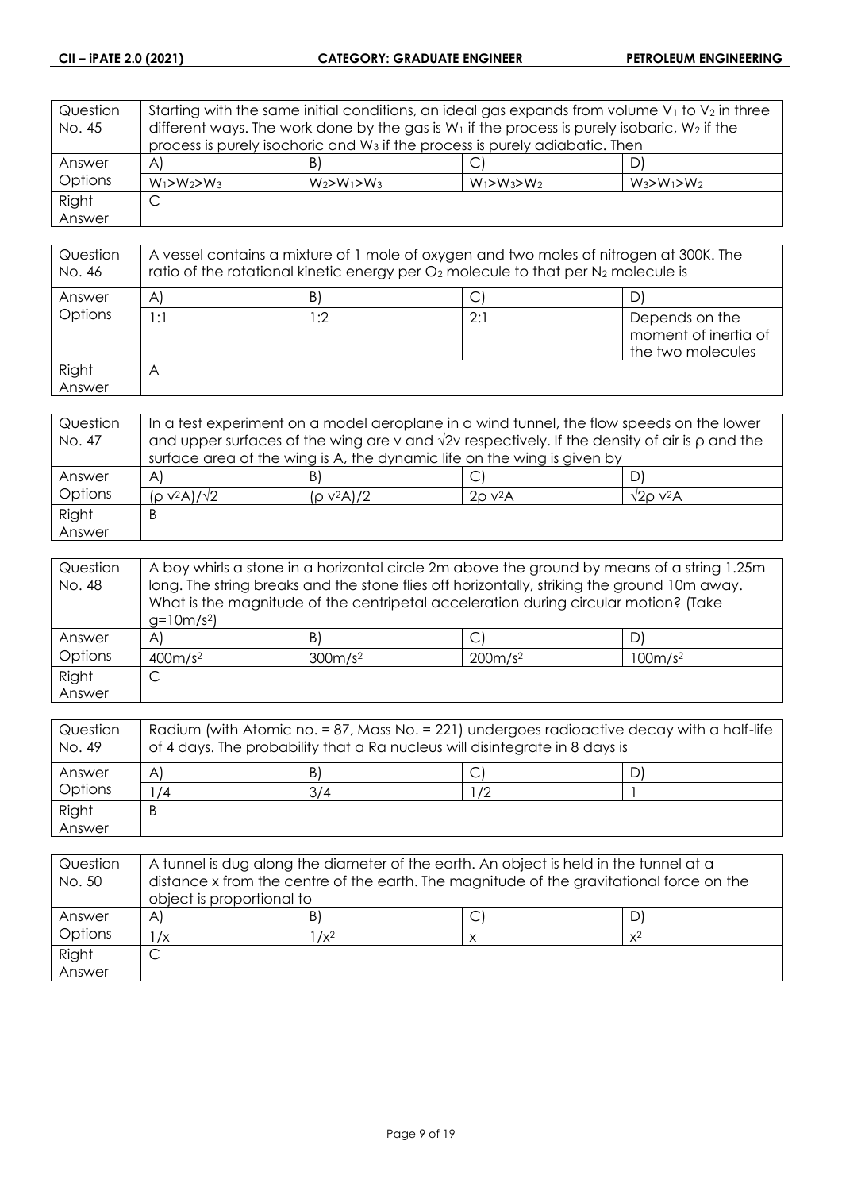| Question No. 45 | Starting with the same initial conditions, an ideal gas expands from volume $V_1$ to $V_2$ in three different ways. The work done by the gas is $W_1$ if the process is purely isobaric, $W_2$ if the process is purely isochoric and $W_3$ if the process is purely adiabatic. Then | | | |
|---|---|---|---|---|
| Answer Options | A) | B) | C) | D) |
| | $W_1>W_2>W_3$ | $W_2>W_1>W_3$ | $W_1>W_3>W_2$ | $W_3>W_1>W_2$ |
| Right Answer | C | | | |

| Question No. 46 | A vessel contains a mixture of 1 mole of oxygen and two moles of nitrogen at 300K. The ratio of the rotational kinetic energy per $O_2$ molecule to that per $N_2$ molecule is | | | |
|---|---|---|---|---|
| Answer Options | A) | B) | C) | D) |
| | 1:1 | 1:2 | 2:1 | Depends on the moment of inertia of the two molecules |
| Right Answer | A | | | |

| Question No. 47 | In a test experiment on a model aeroplane in a wind tunnel, the flow speeds on the lower and upper surfaces of the wing are v and √2v respectively. If the density of air is ρ and the surface area of the wing is A, the dynamic life on the wing is given by | | | |
|---|---|---|---|---|
| Answer Options | A) | B) | C) | D) |
| | $(\rho v^2A)/\sqrt{2}$ | $(\rho v^2A)/2$ | $2\rho v^2A$ | $\sqrt{2}\rho v^2A$ |
| Right Answer | B | | | |

| Question No. 48 | A boy whirls a stone in a horizontal circle 2m above the ground by means of a string 1.25m long. The string breaks and the stone flies off horizontally, striking the ground 10m away. What is the magnitude of the centripetal acceleration during circular motion? (Take $g=10m/s^2$) | | | |
|---|---|---|---|---|
| Answer Options | A) | B) | C) | D) |
| | $400m/s^2$ | $300m/s^2$ | $200m/s^2$ | $100m/s^2$ |
| Right Answer | C | | | |

| Question No. 49 | Radium (with Atomic no. = 87, Mass No. = 221) undergoes radioactive decay with a half-life of 4 days. The probability that a Ra nucleus will disintegrate in 8 days is | | | |
|---|---|---|---|---|
| Answer Options | A) | B) | C) | D) |
| | 1/4 | 3/4 | 1/2 | 1 |
| Right Answer | B | | | |

| Question No. 50 | A tunnel is dug along the diameter of the earth. An object is held in the tunnel at a distance x from the centre of the earth. The magnitude of the gravitational force on the object is proportional to | | | |
|---|---|---|---|---|
| Answer Options | A) | B) | C) | D) |
| | $1/x$ | $1/x^2$ | $x$ | $x^2$ |
| Right Answer | C | | | |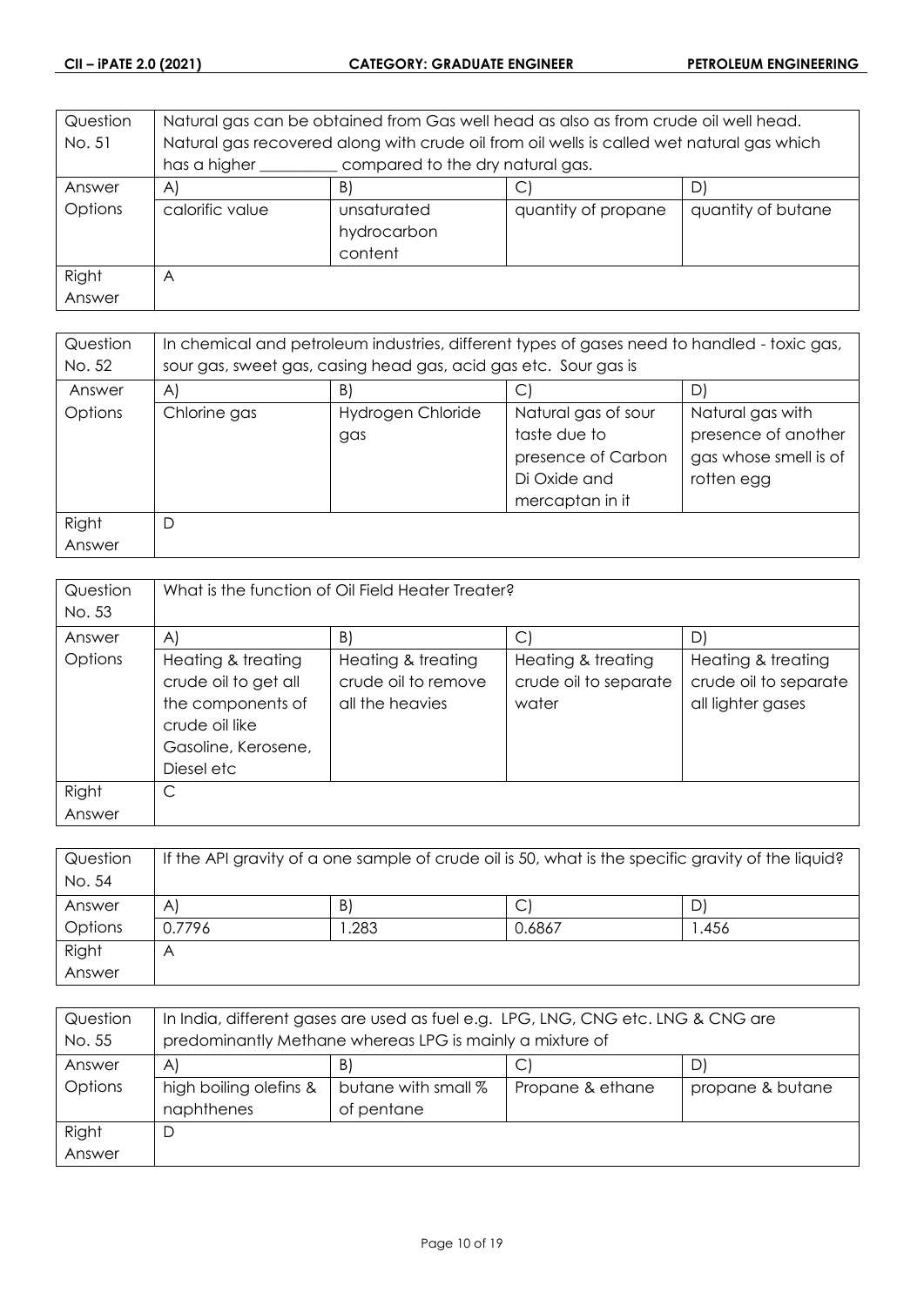| Question No. 51 | Natural gas can be obtained from Gas well head as also as from crude oil well head. Natural gas recovered along with crude oil from oil wells is called wet natural gas which has a higher _________ compared to the dry natural gas. | | | |
|---|---|---|---|---|
| Answer Options | A) | B) | C) | D) |
| | calorific value | unsaturated hydrocarbon content | quantity of propane | quantity of butane |
| Right Answer | A | | | |

| Question No. 52 | In chemical and petroleum industries, different types of gases need to handled - toxic gas, sour gas, sweet gas, casing head gas, acid gas etc. Sour gas is | | | |
|---|---|---|---|---|
| Answer Options | A) | B) | C) | D) |
| | Chlorine gas | Hydrogen Chloride gas | Natural gas of sour taste due to presence of Carbon Di Oxide and mercaptan in it | Natural gas with presence of another gas whose smell is of rotten egg |
| Right Answer | D | | | |

| Question No. 53 | What is the function of Oil Field Heater Treater? | | | |
|---|---|---|---|---|
| Answer Options | A) | B) | C) | D) |
| | Heating & treating crude oil to get all the components of crude oil like Gasoline, Kerosene, Diesel etc | Heating & treating crude oil to remove all the heavies | Heating & treating crude oil to separate water | Heating & treating crude oil to separate all lighter gases |
| Right Answer | C | | | |

| Question No. 54 | If the API gravity of a one sample of crude oil is 50, what is the specific gravity of the liquid? | | | |
|---|---|---|---|---|
| Answer Options | A) | B) | C) | D) |
| | 0.7796 | 1.283 | 0.6867 | 1.456 |
| Right Answer | A | | | |

| Question No. 55 | In India, different gases are used as fuel e.g. LPG, LNG, CNG etc. LNG & CNG are predominantly Methane whereas LPG is mainly a mixture of | | | |
|---|---|---|---|---|
| Answer Options | A) | B) | C) | D) |
| | high boiling olefins & naphthenes | butane with small % of pentane | Propane & ethane | propane & butane |
| Right Answer | D | | | |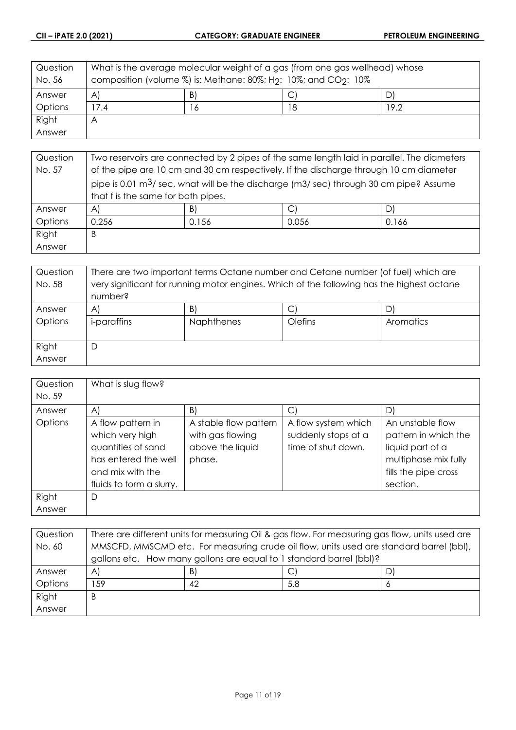| Question No. 56 | What is the average molecular weight of a gas (from one gas wellhead) whose composition (volume %) is: Methane: 80%; $H_2$: 10%; and $CO_2$: 10% | | | |
|---|---|---|---|---|
| Answer Options | A) | B) | C) | D) |
| | 17.4 | 16 | 18 | 19.2 |
| Right Answer | A | | | |

| Question No. 57 | Two reservoirs are connected by 2 pipes of the same length laid in parallel. The diameters of the pipe are 10 cm and 30 cm respectively. If the discharge through 10 cm diameter pipe is 0.01 $m^3$/ sec, what will be the discharge (m3/ sec) through 30 cm pipe? Assume that f is the same for both pipes. | | | |
|---|---|---|---|---|
| Answer Options | A) | B) | C) | D) |
| | 0.256 | 0.156 | 0.056 | 0.166 |
| Right Answer | B | | | |

| Question No. 58 | There are two important terms Octane number and Cetane number (of fuel) which are very significant for running motor engines. Which of the following has the highest octane number? | | | |
|---|---|---|---|---|
| Answer Options | A) | B) | C) | D) |
| | i-paraffins | Naphthenes | Olefins | Aromatics |
| Right Answer | D | | | |

| Question No. 59 | What is slug flow? | | | |
|---|---|---|---|---|
| Answer Options | A) | B) | C) | D) |
| | A flow pattern in which very high quantities of sand has entered the well and mix with the fluids to form a slurry. | A stable flow pattern with gas flowing above the liquid phase. | A flow system which suddenly stops at a time of shut down. | An unstable flow pattern in which the liquid part of a multiphase mix fully fills the pipe cross section. |
| Right Answer | D | | | |

| Question No. 60 | There are different units for measuring Oil & gas flow. For measuring gas flow, units used are MMSCFD, MMSCMD etc. For measuring crude oil flow, units used are standard barrel (bbl), gallons etc. How many gallons are equal to 1 standard barrel (bbl)? | | | |
|---|---|---|---|---|
| Answer Options | A) | B) | C) | D) |
| | 159 | 42 | 5.8 | 6 |
| Right Answer | B | | | |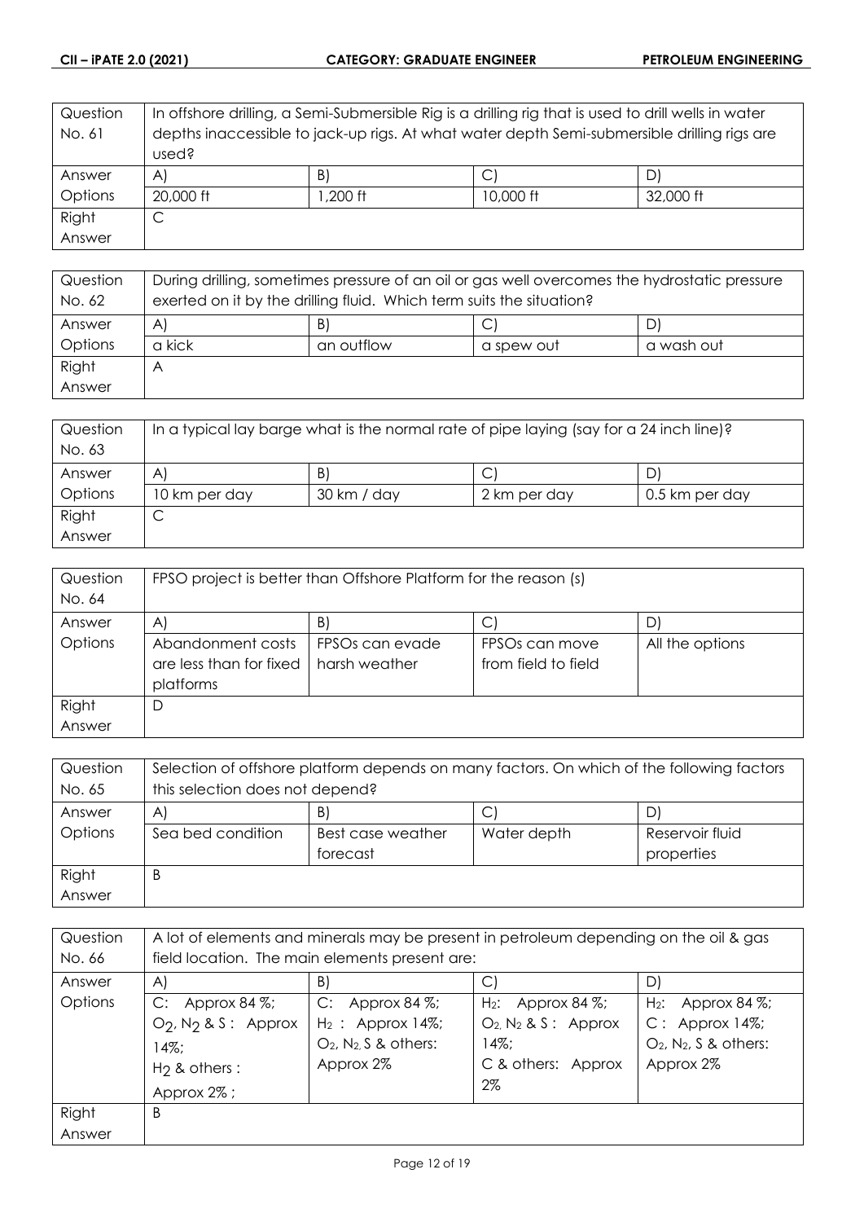| Question No. 61 | In offshore drilling, a Semi-Submersible Rig is a drilling rig that is used to drill wells in water depths inaccessible to jack-up rigs. At what water depth Semi-submersible drilling rigs are used? | | | |
|---|---|---|---|---|
| Answer Options | A) 20,000 ft | B) 1,200 ft | C) 10,000 ft | D) 32,000 ft |
| Right Answer | C | | | |

| Question No. 62 | During drilling, sometimes pressure of an oil or gas well overcomes the hydrostatic pressure exerted on it by the drilling fluid. Which term suits the situation? | | | |
|---|---|---|---|---|
| Answer Options | A) a kick | B) an outflow | C) a spew out | D) a wash out |
| Right Answer | A | | | |

| Question No. 63 | In a typical lay barge what is the normal rate of pipe laying (say for a 24 inch line)? | | | |
|---|---|---|---|---|
| Answer Options | A) 10 km per day | B) 30 km / day | C) 2 km per day | D) 0.5 km per day |
| Right Answer | C | | | |

| Question No. 64 | FPSO project is better than Offshore Platform for the reason (s) | | | |
|---|---|---|---|---|
| Answer Options | A) Abandonment costs are less than for fixed platforms | B) FPSOs can evade harsh weather | C) FPSOs can move from field to field | D) All the options |
| Right Answer | D | | | |

| Question No. 65 | Selection of offshore platform depends on many factors. On which of the following factors this selection does not depend? | | | |
|---|---|---|---|---|
| Answer Options | A) Sea bed condition | B) Best case weather forecast | C) Water depth | D) Reservoir fluid properties |
| Right Answer | B | | | |

| Question No. 66 | A lot of elements and minerals may be present in petroleum depending on the oil & gas field location. The main elements present are: | | | |
|---|---|---|---|---|
| Answer Options | A) C: Approx 84 %; $O_2$, $N_2$ & S : Approx 14%; $H_2$ & others : Approx 2% ; | B) C: Approx 84 %; $H_2$ : Approx 14%; $O_2$, $N_2$, S & others: Approx 2% | C) $H_2$: Approx 84 %; $O_2$, $N_2$ & S : Approx 14%; C & others: Approx 2% | D) $H_2$: Approx 84 %; C : Approx 14%; $O_2$, $N_2$, S & others: Approx 2% |
| Right Answer | B | | | |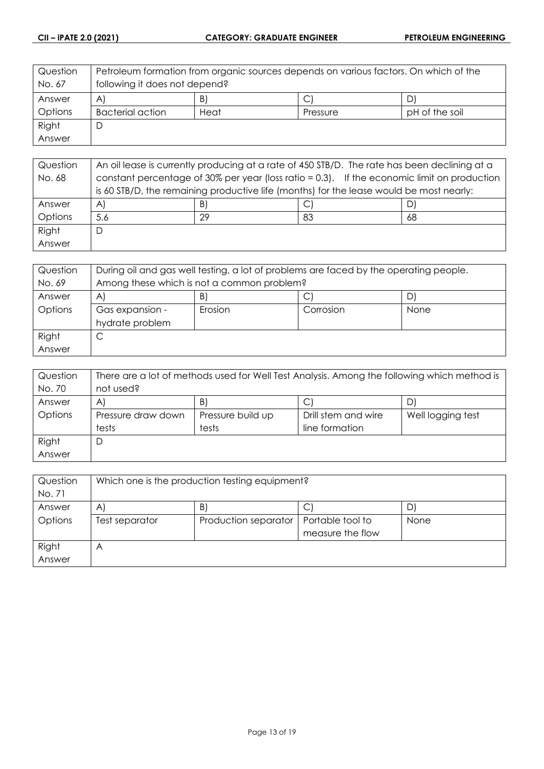| Question No. 67 | Petroleum formation from organic sources depends on various factors. On which of the following it does not depend? | | | |
|---|---|---|---|---|
| Answer Options | A) | B) | C) | D) |
| | Bacterial action | Heat | Pressure | pH of the soil |
| Right Answer | D | | | |

| Question No. 68 | An oil lease is currently producing at a rate of 450 STB/D. The rate has been declining at a constant percentage of 30% per year (loss ratio = 0.3). If the economic limit on production is 60 STB/D, the remaining productive life (months) for the lease would be most nearly: | | | |
|---|---|---|---|---|
| Answer Options | A) | B) | C) | D) |
| | 5.6 | 29 | 83 | 68 |
| Right Answer | D | | | |

| Question No. 69 | During oil and gas well testing, a lot of problems are faced by the operating people. Among these which is not a common problem? | | | |
|---|---|---|---|---|
| Answer Options | A) | B) | C) | D) |
| | Gas expansion - hydrate problem | Erosion | Corrosion | None |
| Right Answer | C | | | |

| Question No. 70 | There are a lot of methods used for Well Test Analysis. Among the following which method is not used? | | | |
|---|---|---|---|---|
| Answer Options | A) | B) | C) | D) |
| | Pressure draw down tests | Pressure build up tests | Drill stem and wire line formation | Well logging test |
| Right Answer | D | | | |

| Question No. 71 | Which one is the production testing equipment? | | | |
|---|---|---|---|---|
| Answer Options | A) | B) | C) | D) |
| | Test separator | Production separator | Portable tool to measure the flow | None |
| Right Answer | A | | | |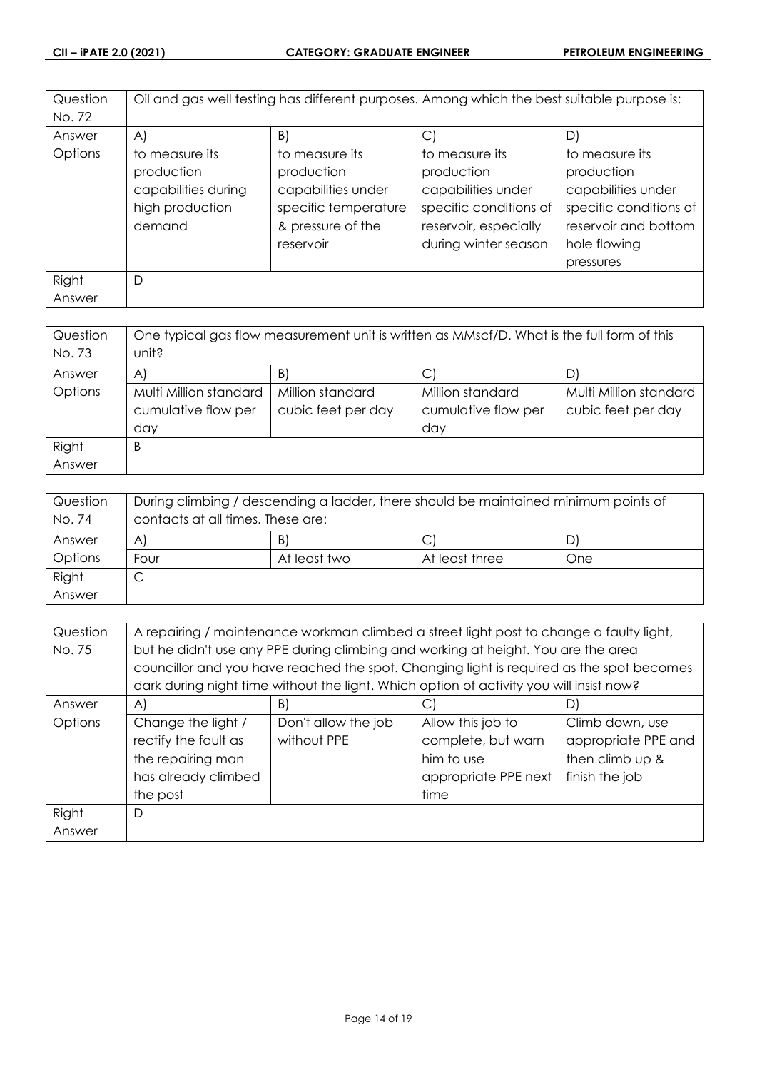| Question No. 72 | Oil and gas well testing has different purposes. Among which the best suitable purpose is: | | | |
|---|---|---|---|---|
| Answer Options | A) | B) | C) | D) |
| | to measure its production capabilities during high production demand | to measure its production capabilities under specific temperature & pressure of the reservoir | to measure its production capabilities under specific conditions of reservoir, especially during winter season | to measure its production capabilities under specific conditions of reservoir and bottom hole flowing pressures |
| Right Answer | D | | | |

| Question No. 73 | One typical gas flow measurement unit is written as MMscf/D. What is the full form of this unit? | | | |
|---|---|---|---|---|
| Answer Options | A) | B) | C) | D) |
| | Multi Million standard cumulative flow per day | Million standard cubic feet per day | Million standard cumulative flow per day | Multi Million standard cubic feet per day |
| Right Answer | B | | | |

| Question No. 74 | During climbing / descending a ladder, there should be maintained minimum points of contacts at all times. These are: | | | |
|---|---|---|---|---|
| Answer Options | A) | B) | C) | D) |
| | Four | At least two | At least three | One |
| Right Answer | C | | | |

| Question No. 75 | A repairing / maintenance workman climbed a street light post to change a faulty light, but he didn't use any PPE during climbing and working at height. You are the area councillor and you have reached the spot. Changing light is required as the spot becomes dark during night time without the light. Which option of activity you will insist now? | | | |
|---|---|---|---|---|
| Answer Options | A) | B) | C) | D) |
| | Change the light / rectify the fault as the repairing man has already climbed the post | Don't allow the job without PPE | Allow this job to complete, but warn him to use appropriate PPE next time | Climb down, use appropriate PPE and then climb up & finish the job |
| Right Answer | D | | | |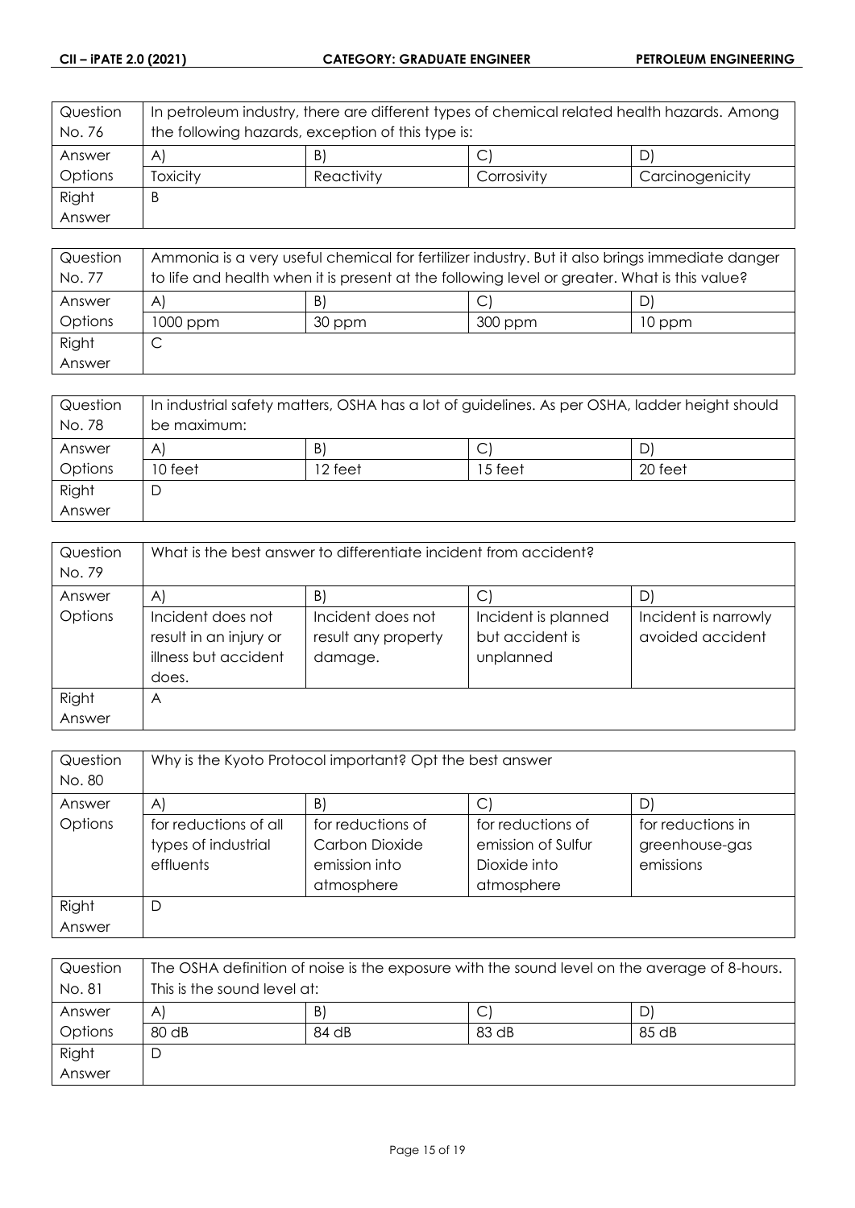| Question No. 76 | In petroleum industry, there are different types of chemical related health hazards. Among the following hazards, exception of this type is: | | |
|---|---|---|---|
| Answer Options | A) Toxicity | B) Reactivity | C) Corrosivity | D) Carcinogenicity |
| Right Answer | B | | | |

| Question No. 77 | Ammonia is a very useful chemical for fertilizer industry. But it also brings immediate danger to life and health when it is present at the following level or greater. What is this value? | | |
|---|---|---|---|
| Answer Options | A) 1000 ppm | B) 30 ppm | C) 300 ppm | D) 10 ppm |
| Right Answer | C | | | |

| Question No. 78 | In industrial safety matters, OSHA has a lot of guidelines. As per OSHA, ladder height should be maximum: | | |
|---|---|---|---|
| Answer Options | A) 10 feet | B) 12 feet | C) 15 feet | D) 20 feet |
| Right Answer | D | | | |

| Question No. 79 | What is the best answer to differentiate incident from accident? | | |
|---|---|---|---|
| Answer Options | A) Incident does not result in an injury or illness but accident does. | B) Incident does not result any property damage. | C) Incident is planned but accident is unplanned | D) Incident is narrowly avoided accident |
| Right Answer | A | | | |

| Question No. 80 | Why is the Kyoto Protocol important? Opt the best answer | | |
|---|---|---|---|
| Answer Options | A) for reductions of all types of industrial effluents | B) for reductions of Carbon Dioxide emission into atmosphere | C) for reductions of emission of Sulfur Dioxide into atmosphere | D) for reductions in greenhouse-gas emissions |
| Right Answer | D | | | |

| Question No. 81 | The OSHA definition of noise is the exposure with the sound level on the average of 8-hours. This is the sound level at: | | |
|---|---|---|---|
| Answer Options | A) 80 dB | B) 84 dB | C) 83 dB | D) 85 dB |
| Right Answer | D | | | |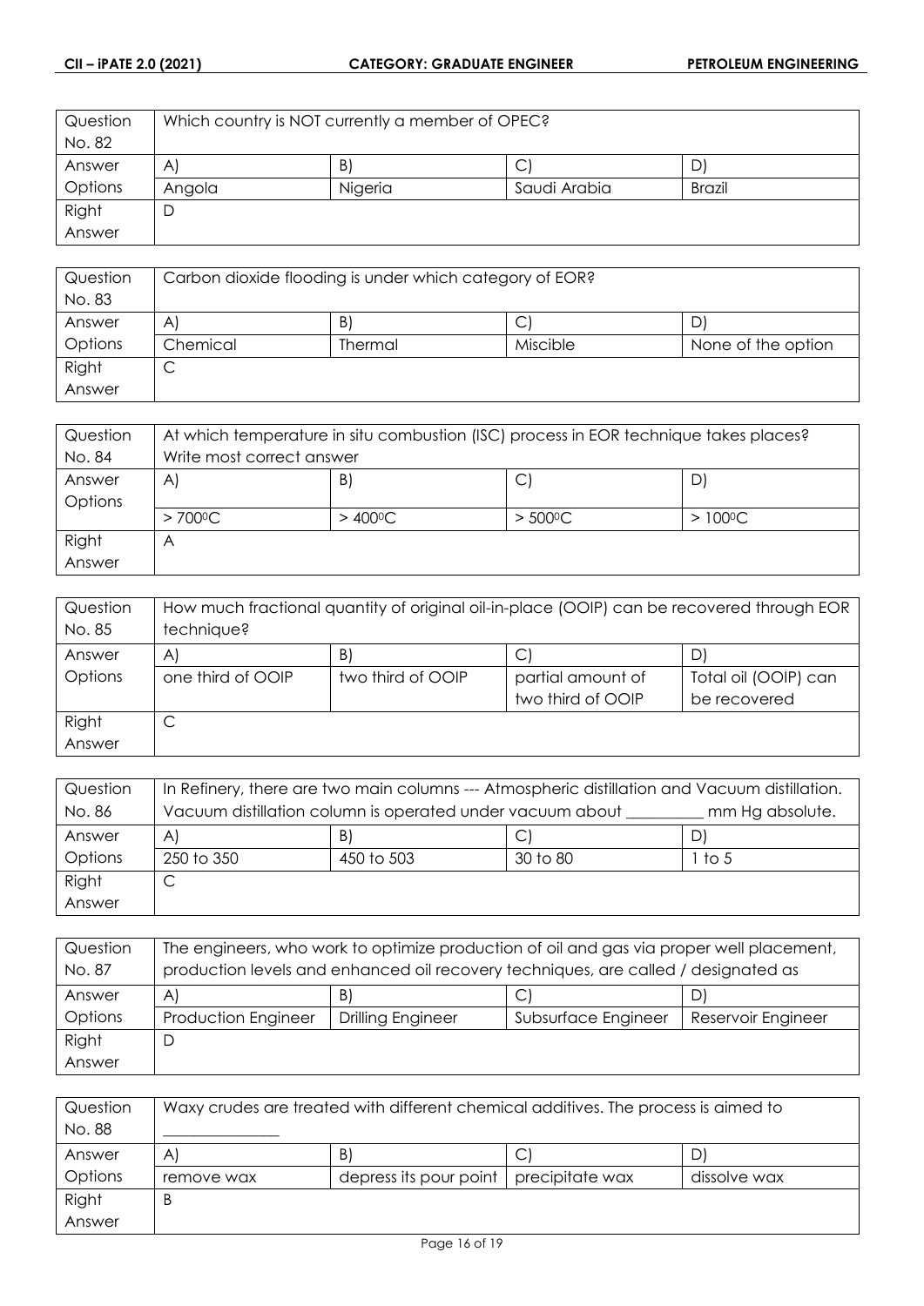| Question No. 82 | Which country is NOT currently a member of OPEC? | | | |
|---|---|---|---|---|
| Answer Options | A) | B) | C) | D) |
| | Angola | Nigeria | Saudi Arabia | Brazil |
| Right Answer | D | | | |

| Question No. 83 | Carbon dioxide flooding is under which category of EOR? | | | |
|---|---|---|---|---|
| Answer Options | A) | B) | C) | D) |
| | Chemical | Thermal | Miscible | None of the option |
| Right Answer | C | | | |

| Question No. 84 | At which temperature in situ combustion (ISC) process in EOR technique takes places? Write most correct answer | | | |
|---|---|---|---|---|
| Answer Options | A) | B) | C) | D) |
| | > 700$^0$C | > 400$^0$C | > 500$^0$C | > 100$^0$C |
| Right Answer | A | | | |

| Question No. 85 | How much fractional quantity of original oil-in-place (OOIP) can be recovered through EOR technique? | | | |
|---|---|---|---|---|
| Answer Options | A) | B) | C) | D) |
| | one third of OOIP | two third of OOIP | partial amount of two third of OOIP | Total oil (OOIP) can be recovered |
| Right Answer | C | | | |

| Question No. 86 | In Refinery, there are two main columns --- Atmospheric distillation and Vacuum distillation. Vacuum distillation column is operated under vacuum about _________ mm Hg absolute. | | | |
|---|---|---|---|---|
| Answer Options | A) | B) | C) | D) |
| | 250 to 350 | 450 to 503 | 30 to 80 | 1 to 5 |
| Right Answer | C | | | |

| Question No. 87 | The engineers, who work to optimize production of oil and gas via proper well placement, production levels and enhanced oil recovery techniques, are called / designated as | | | |
|---|---|---|---|---|
| Answer Options | A) | B) | C) | D) |
| | Production Engineer | Drilling Engineer | Subsurface Engineer | Reservoir Engineer |
| Right Answer | D | | | |

| Question No. 88 | Waxy crudes are treated with different chemical additives. The process is aimed to ______________ | | | |
|---|---|---|---|---|
| Answer Options | A) | B) | C) | D) |
| | remove wax | depress its pour point | precipitate wax | dissolve wax |
| Right Answer | B | | | |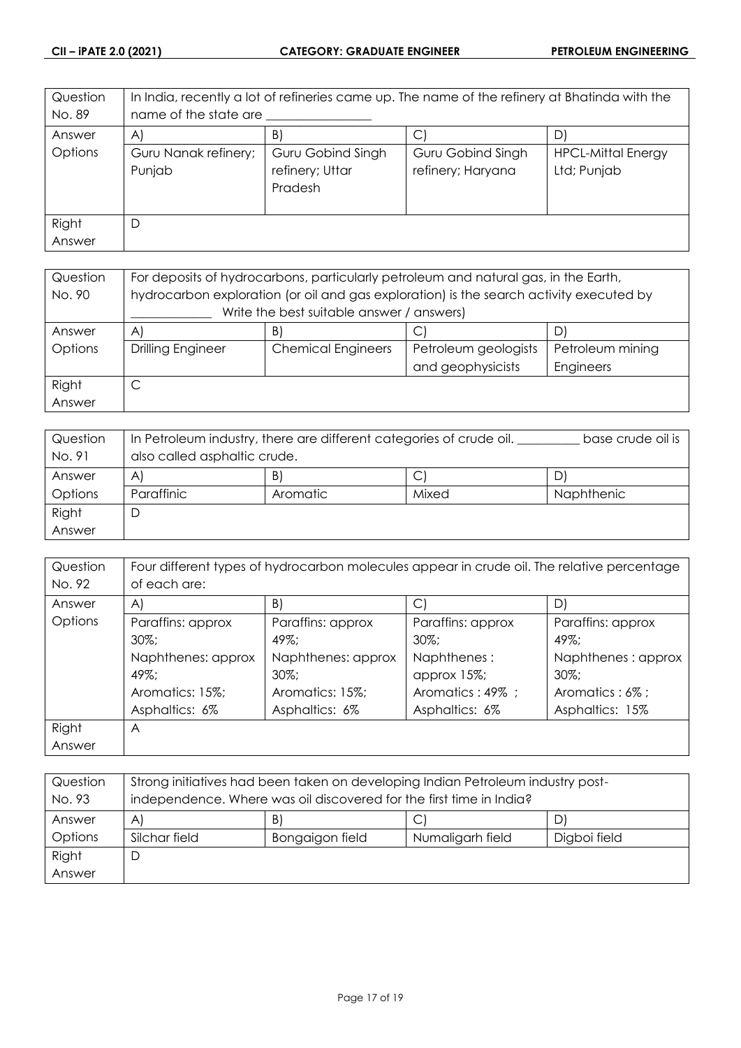| Question No. 89 | In India, recently a lot of refineries came up. The name of the refinery at Bhatinda with the name of the state are ________________ | | | |
|---|---|---|---|---|
| Answer Options | A) Guru Nanak refinery; Punjab | B) Guru Gobind Singh refinery; Uttar Pradesh | C) Guru Gobind Singh refinery; Haryana | D) HPCL-Mittal Energy Ltd; Punjab |
| Right Answer | D | | | |

| Question No. 90 | For deposits of hydrocarbons, particularly petroleum and natural gas, in the Earth, hydrocarbon exploration (or oil and gas exploration) is the search activity executed by ____________ Write the best suitable answer / answers) | | | |
|---|---|---|---|---|
| Answer Options | A) Drilling Engineer | B) Chemical Engineers | C) Petroleum geologists and geophysicists | D) Petroleum mining Engineers |
| Right Answer | C | | | |

| Question No. 91 | In Petroleum industry, there are different categories of crude oil. __________ base crude oil is also called asphaltic crude. | | | |
|---|---|---|---|---|
| Answer Options | A) Paraffinic | B) Aromatic | C) Mixed | D) Naphthenic |
| Right Answer | D | | | |

| Question No. 92 | Four different types of hydrocarbon molecules appear in crude oil. The relative percentage of each are: | | | |
|---|---|---|---|---|
| Answer Options | A) Paraffins: approx 30%; Naphthenes: approx 49%; Aromatics: 15%; Asphaltics: 6% | B) Paraffins: approx 49%; Naphthenes: approx 30%; Aromatics: 15%; Asphaltics: 6% | C) Paraffins: approx 30%; Naphthenes : approx 15%; Aromatics : 49% ; Asphaltics: 6% | D) Paraffins: approx 49%; Naphthenes : approx 30%; Aromatics : 6% ; Asphaltics: 15% |
| Right Answer | A | | | |

| Question No. 93 | Strong initiatives had been taken on developing Indian Petroleum industry post-independence. Where was oil discovered for the first time in India? | | | |
|---|---|---|---|---|
| Answer Options | A) Silchar field | B) Bongaigon field | C) Numaligarh field | D) Digboi field |
| Right Answer | D | | | |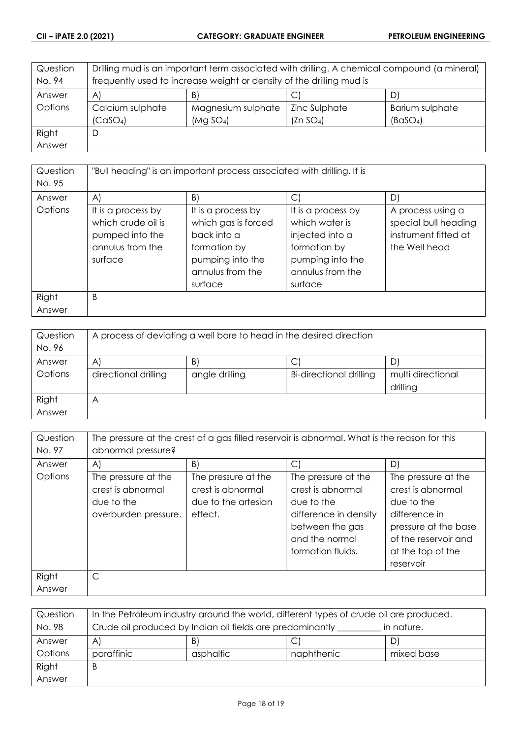| Question No. 94 | Drilling mud is an important term associated with drilling. A chemical compound (a mineral) frequently used to increase weight or density of the drilling mud is | | | |
|---|---|---|---|---|
| Answer Options | A) | B) | C) | D) |
| | Calcium sulphate ($CaSO_4$) | Magnesium sulphate ($Mg\ SO_4$) | Zinc Sulphate ($Zn\ SO_4$) | Barium sulphate ($BaSO_4$) |
| Right Answer | D | | | |

| Question No. 95 | "Bull heading" is an important process associated with drilling. It is | | | |
|---|---|---|---|---|
| Answer Options | A) | B) | C) | D) |
| | It is a process by which crude oil is pumped into the annulus from the surface | It is a process by which gas is forced back into a formation by pumping into the annulus from the surface | It is a process by which water is injected into a formation by pumping into the annulus from the surface | A process using a special bull heading instrument fitted at the Well head |
| Right Answer | B | | | |

| Question No. 96 | A process of deviating a well bore to head in the desired direction | | | |
|---|---|---|---|---|
| Answer Options | A) | B) | C) | D) |
| | directional drilling | angle drilling | Bi-directional drilling | multi directional drilling |
| Right Answer | A | | | |

| Question No. 97 | The pressure at the crest of a gas filled reservoir is abnormal. What is the reason for this abnormal pressure? | | | |
|---|---|---|---|---|
| Answer Options | A) | B) | C) | D) |
| | The pressure at the crest is abnormal due to the overburden pressure. | The pressure at the crest is abnormal due to the artesian effect. | The pressure at the crest is abnormal due to the difference in density between the gas and the normal formation fluids. | The pressure at the crest is abnormal due to the difference in pressure at the base of the reservoir and at the top of the reservoir |
| Right Answer | C | | | |

| Question No. 98 | In the Petroleum industry around the world, different types of crude oil are produced. Crude oil produced by Indian oil fields are predominantly _________ in nature. | | | |
|---|---|---|---|---|
| Answer Options | A) | B) | C) | D) |
| | paraffinic | asphaltic | naphthenic | mixed base |
| Right Answer | B | | | |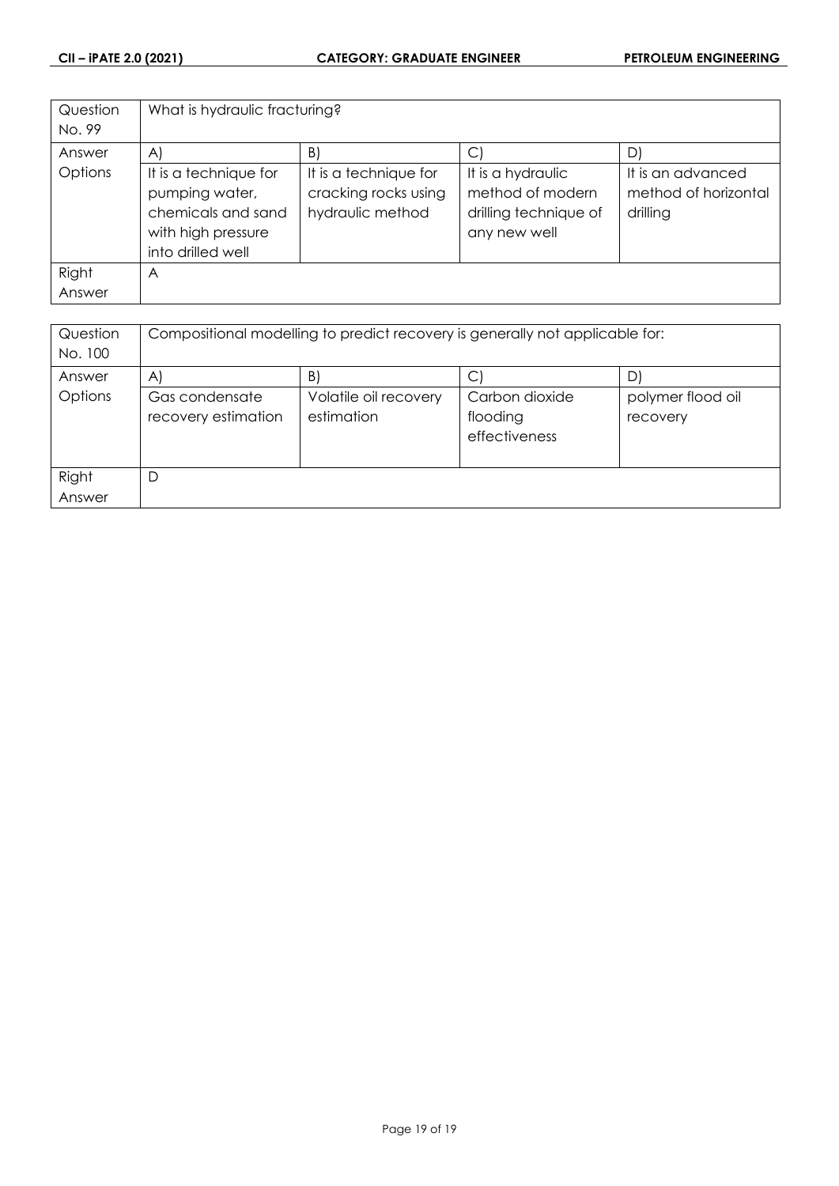| | | | | |
|---|---|---|---|---|
| Question No. 99 | What is hydraulic fracturing? | | | |
| Answer Options | A) | B) | C) | D) |
| | It is a technique for pumping water, chemicals and sand with high pressure into drilled well | It is a technique for cracking rocks using hydraulic method | It is a hydraulic method of modern drilling technique of any new well | It is an advanced method of horizontal drilling |
| Right Answer | A | | | |

| | | | | |
|---|---|---|---|---|
| Question No. 100 | Compositional modelling to predict recovery is generally not applicable for: | | | |
| Answer Options | A) | B) | C) | D) |
| | Gas condensate recovery estimation | Volatile oil recovery estimation | Carbon dioxide flooding effectiveness | polymer flood oil recovery |
| Right Answer | D | | | |